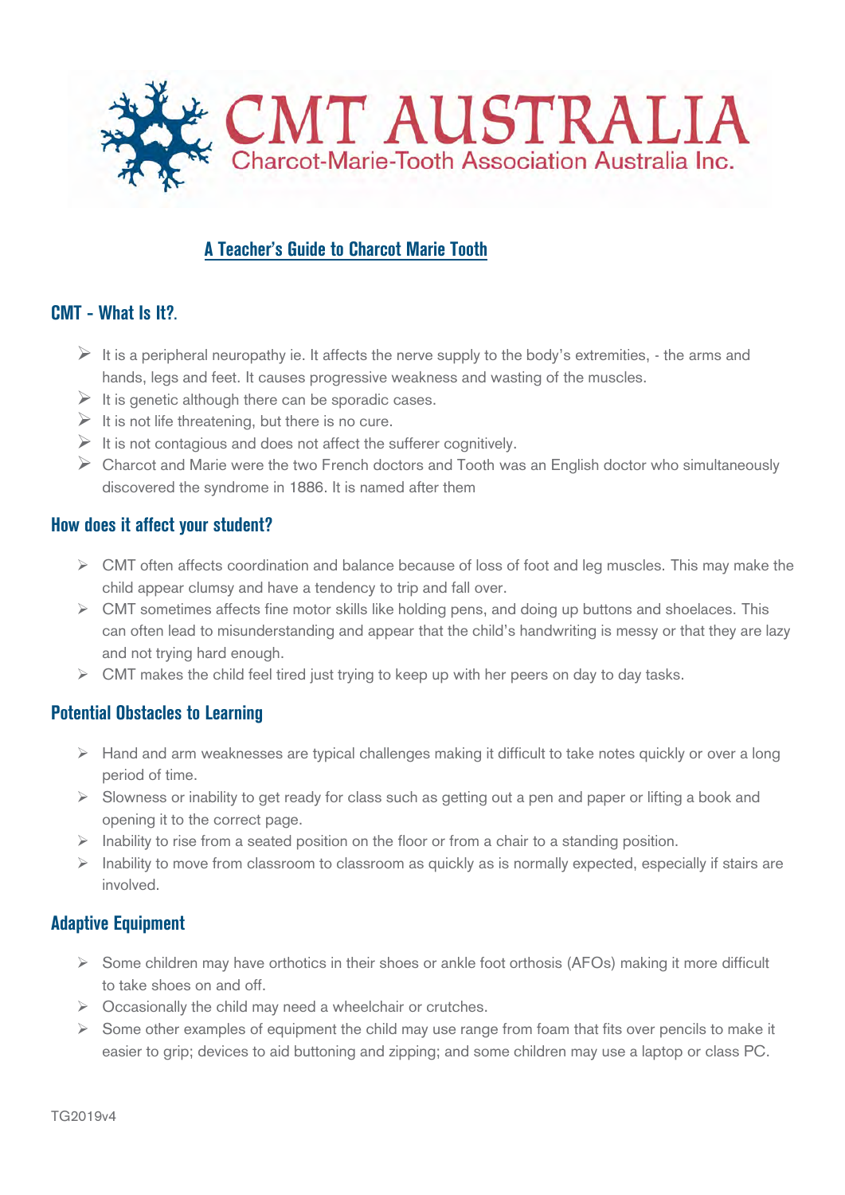# CMT AUSTRALIA

Charcot-Marie-Tooth Association Australia Inc.

## A Teacher's Guide to Charcot Marie Tooth

### CMT - What Is It?.

- It is a peripheral neuropathy ie. It affects the nerve supply to the body's extremities, - the arms and hands, legs and feet. It causes progressive weakness and wasting of the muscles.
- It is genetic although there can be sporadic cases.
- It is not life threatening, but there is no cure.
- It is not contagious and does not affect the sufferer cognitively.
- Charcot and Marie were the two French doctors and Tooth was an English doctor who simultaneously discovered the syndrome in 1886. It is named after them

### How does it affect your student?

- CMT often affects coordination and balance because of loss of foot and leg muscles. This may make the child appear clumsy and have a tendency to trip and fall over.
- CMT sometimes affects fine motor skills like holding pens, and doing up buttons and shoelaces. This can often lead to misunderstanding and appear that the child's handwriting is messy or that they are lazy and not trying hard enough.
- CMT makes the child feel tired just trying to keep up with her peers on day to day tasks.

### Potential Obstacles to Learning

- Hand and arm weaknesses are typical challenges making it difficult to take notes quickly or over a long period of time.
- Slowness or inability to get ready for class such as getting out a pen and paper or lifting a book and opening it to the correct page.
- Inability to rise from a seated position on the floor or from a chair to a standing position.
- Inability to move from classroom to classroom as quickly as is normally expected, especially if stairs are involved.

### Adaptive Equipment

- Some children may have orthotics in their shoes or ankle foot orthosis (AFOs) making it more difficult to take shoes on and off.
- Occasionally the child may need a wheelchair or crutches.
- Some other examples of equipment the child may use range from foam that fits over pencils to make it easier to grip; devices to aid buttoning and zipping; and some children may use a laptop or class PC.

TG2019v4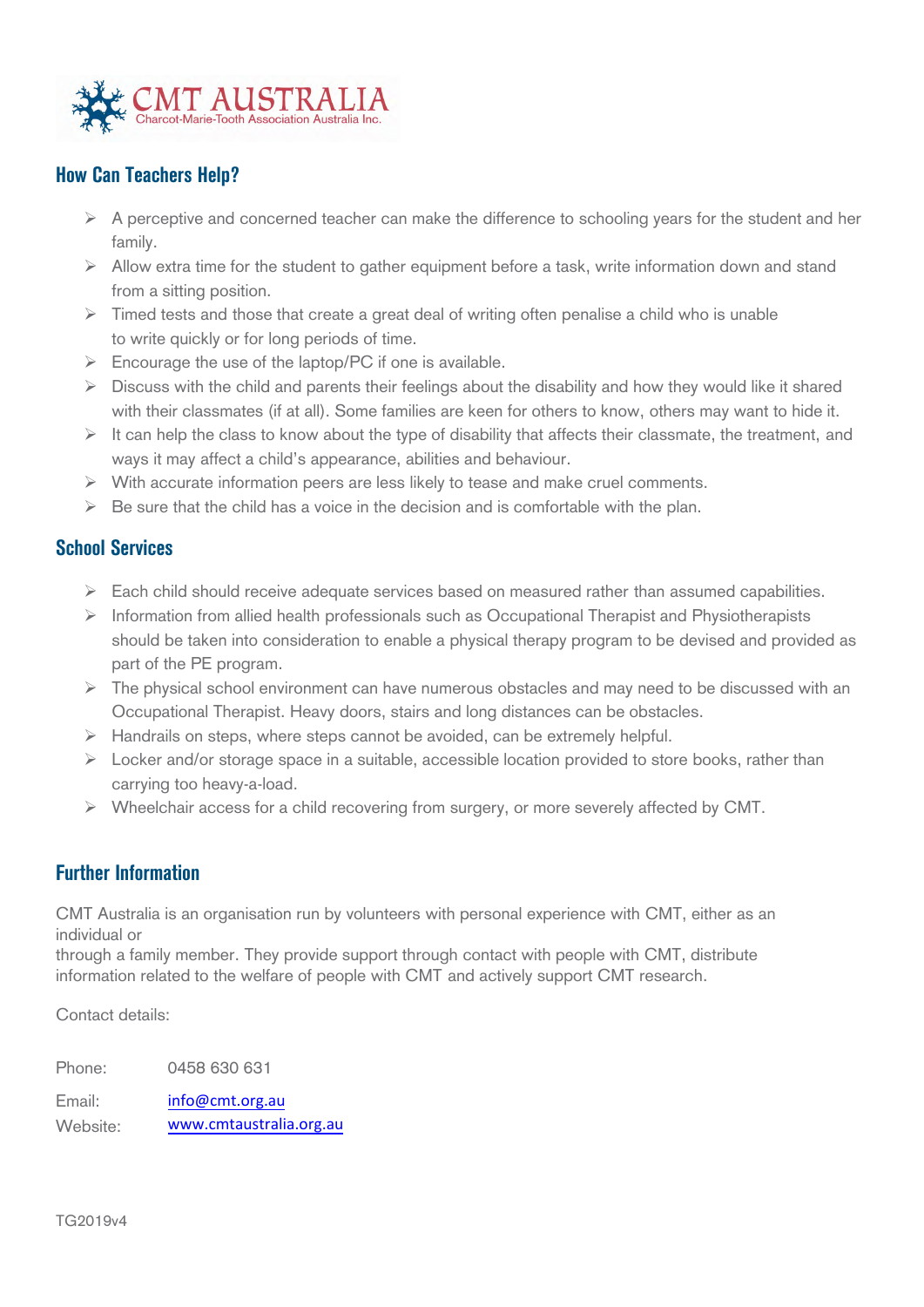CMT AUSTRALIA
Charcot-Marie-Tooth Association Australia Inc.

## How Can Teachers Help?

- A perceptive and concerned teacher can make the difference to schooling years for the student and her family.
- Allow extra time for the student to gather equipment before a task, write information down and stand from a sitting position.
- Timed tests and those that create a great deal of writing often penalise a child who is unable to write quickly or for long periods of time.
- Encourage the use of the laptop/PC if one is available.
- Discuss with the child and parents their feelings about the disability and how they would like it shared with their classmates (if at all). Some families are keen for others to know, others may want to hide it.
- It can help the class to know about the type of disability that affects their classmate, the treatment, and ways it may affect a child's appearance, abilities and behaviour.
- With accurate information peers are less likely to tease and make cruel comments.
- Be sure that the child has a voice in the decision and is comfortable with the plan.

## School Services

- Each child should receive adequate services based on measured rather than assumed capabilities.
- Information from allied health professionals such as Occupational Therapist and Physiotherapists should be taken into consideration to enable a physical therapy program to be devised and provided as part of the PE program.
- The physical school environment can have numerous obstacles and may need to be discussed with an Occupational Therapist. Heavy doors, stairs and long distances can be obstacles.
- Handrails on steps, where steps cannot be avoided, can be extremely helpful.
- Locker and/or storage space in a suitable, accessible location provided to store books, rather than carrying too heavy-a-load.
- Wheelchair access for a child recovering from surgery, or more severely affected by CMT.

## Further Information

CMT Australia is an organisation run by volunteers with personal experience with CMT, either as an individual or through a family member. They provide support through contact with people with CMT, distribute information related to the welfare of people with CMT and actively support CMT research.

Contact details:

Phone: 0458 630 631

Email: info@cmt.org.au
Website: www.cmtaustralia.org.au

TG2019v4